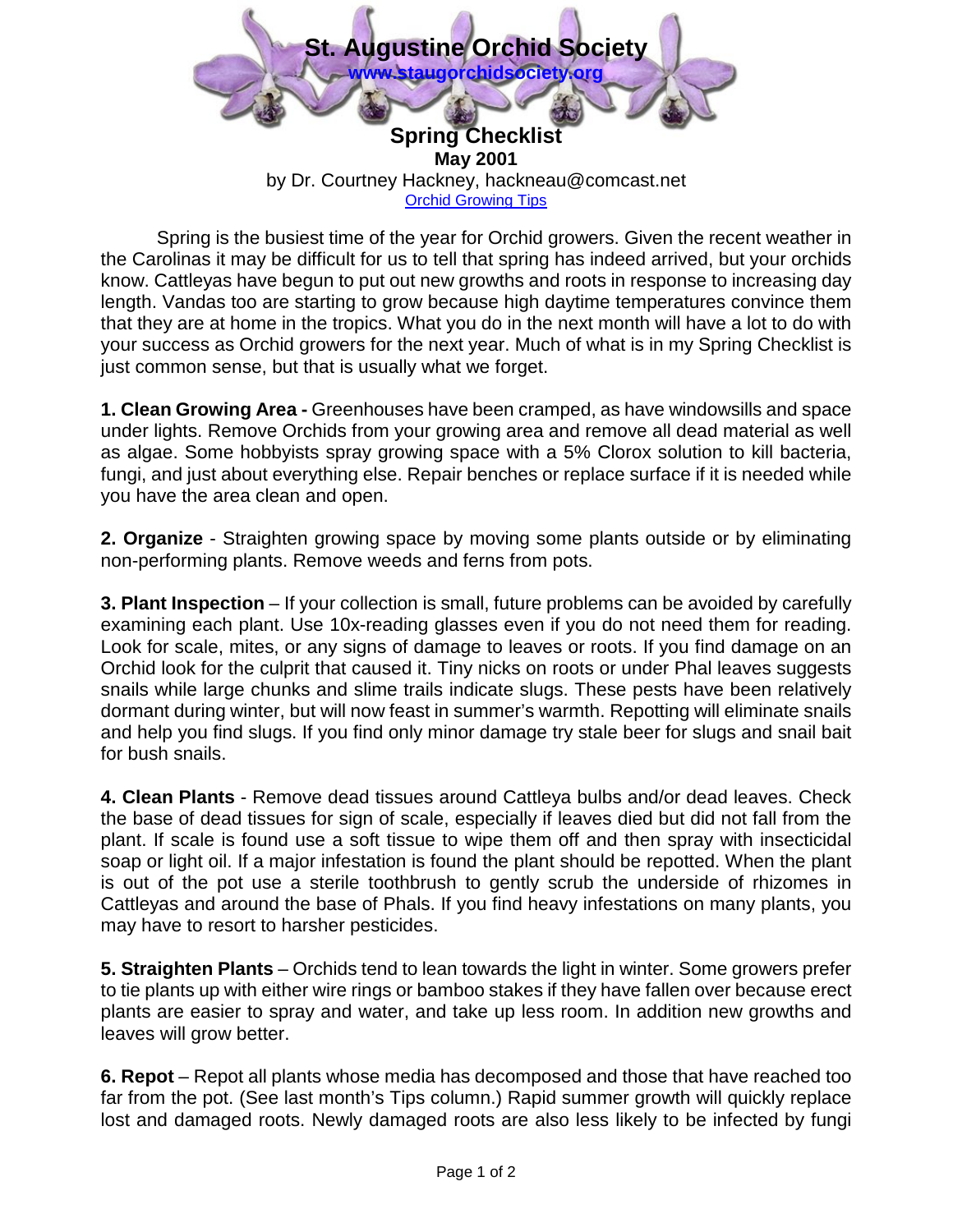# St. Augustine Orchid Society

www.staugorchidsociety.org

## Spring Checklist

**May 2001**

by Dr. Courtney Hackney, hackneau@comcast.net

Orchid Growing Tips

Spring is the busiest time of the year for Orchid growers. Given the recent weather in the Carolinas it may be difficult for us to tell that spring has indeed arrived, but your orchids know. Cattleyas have begun to put out new growths and roots in response to increasing day length. Vandas too are starting to grow because high daytime temperatures convince them that they are at home in the tropics. What you do in the next month will have a lot to do with your success as Orchid growers for the next year. Much of what is in my Spring Checklist is just common sense, but that is usually what we forget.

**1. Clean Growing Area -** Greenhouses have been cramped, as have windowsills and space under lights. Remove Orchids from your growing area and remove all dead material as well as algae. Some hobbyists spray growing space with a 5% Clorox solution to kill bacteria, fungi, and just about everything else. Repair benches or replace surface if it is needed while you have the area clean and open.

**2. Organize** - Straighten growing space by moving some plants outside or by eliminating non-performing plants. Remove weeds and ferns from pots.

**3. Plant Inspection** – If your collection is small, future problems can be avoided by carefully examining each plant. Use 10x-reading glasses even if you do not need them for reading. Look for scale, mites, or any signs of damage to leaves or roots. If you find damage on an Orchid look for the culprit that caused it. Tiny nicks on roots or under Phal leaves suggests snails while large chunks and slime trails indicate slugs. These pests have been relatively dormant during winter, but will now feast in summer's warmth. Repotting will eliminate snails and help you find slugs. If you find only minor damage try stale beer for slugs and snail bait for bush snails.

**4. Clean Plants** - Remove dead tissues around Cattleya bulbs and/or dead leaves. Check the base of dead tissues for sign of scale, especially if leaves died but did not fall from the plant. If scale is found use a soft tissue to wipe them off and then spray with insecticidal soap or light oil. If a major infestation is found the plant should be repotted. When the plant is out of the pot use a sterile toothbrush to gently scrub the underside of rhizomes in Cattleyas and around the base of Phals. If you find heavy infestations on many plants, you may have to resort to harsher pesticides.

**5. Straighten Plants** – Orchids tend to lean towards the light in winter. Some growers prefer to tie plants up with either wire rings or bamboo stakes if they have fallen over because erect plants are easier to spray and water, and take up less room. In addition new growths and leaves will grow better.

**6. Repot** – Repot all plants whose media has decomposed and those that have reached too far from the pot. (See last month's Tips column.) Rapid summer growth will quickly replace lost and damaged roots. Newly damaged roots are also less likely to be infected by fungi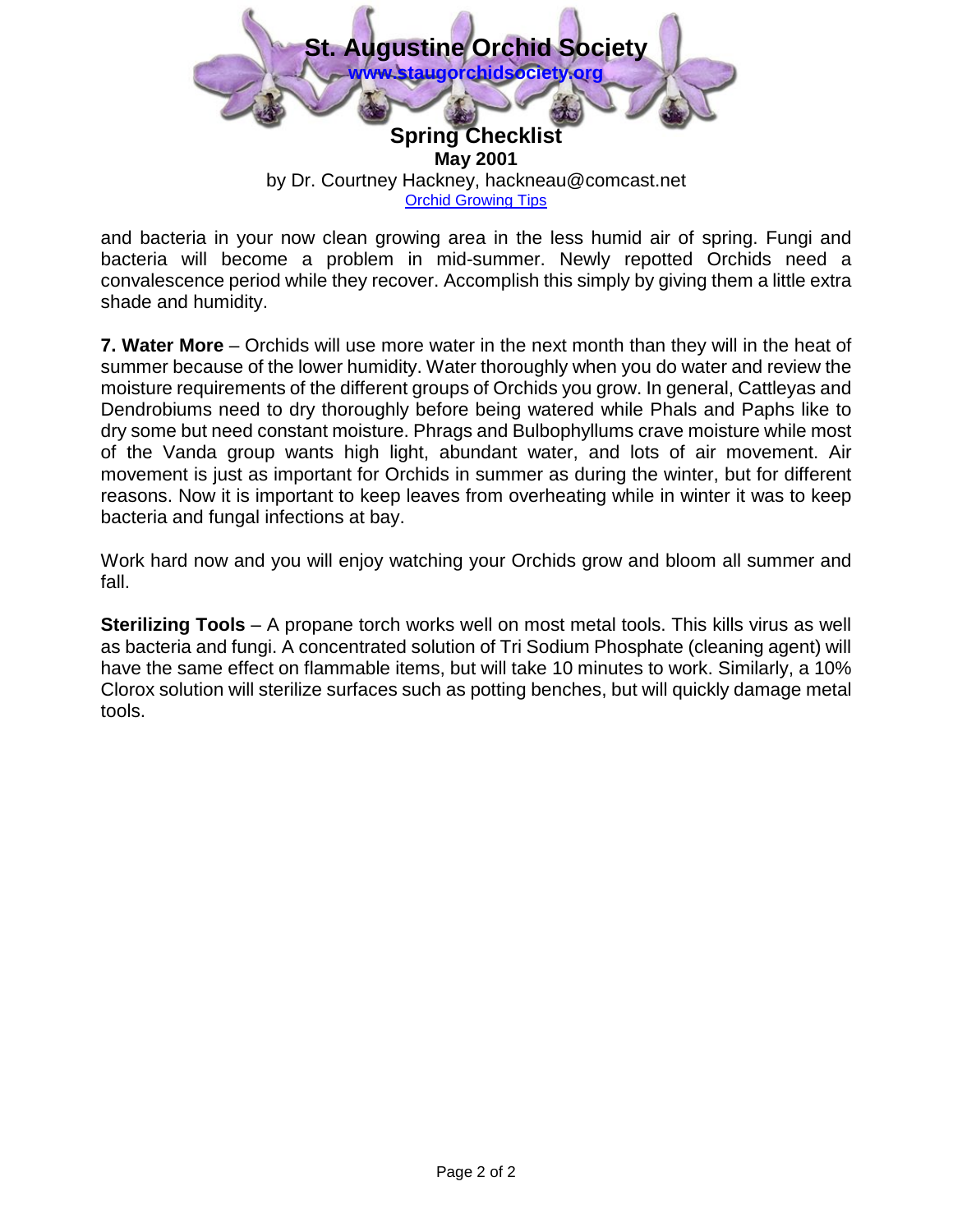and bacteria in your now clean growing area in the less humid air of spring. Fungi and bacteria will become a problem in mid-summer. Newly repotted Orchids need a convalescence period while they recover. Accomplish this simply by giving them a little extra shade and humidity.

**7. Water More** – Orchids will use more water in the next month than they will in the heat of summer because of the lower humidity. Water thoroughly when you do water and review the moisture requirements of the different groups of Orchids you grow. In general, Cattleyas and Dendrobiums need to dry thoroughly before being watered while Phals and Paphs like to dry some but need constant moisture. Phrags and Bulbophyllums crave moisture while most of the Vanda group wants high light, abundant water, and lots of air movement. Air movement is just as important for Orchids in summer as during the winter, but for different reasons. Now it is important to keep leaves from overheating while in winter it was to keep bacteria and fungal infections at bay.

Work hard now and you will enjoy watching your Orchids grow and bloom all summer and fall.

**Sterilizing Tools** – A propane torch works well on most metal tools. This kills virus as well as bacteria and fungi. A concentrated solution of Tri Sodium Phosphate (cleaning agent) will have the same effect on flammable items, but will take 10 minutes to work. Similarly, a 10% Clorox solution will sterilize surfaces such as potting benches, but will quickly damage metal tools.